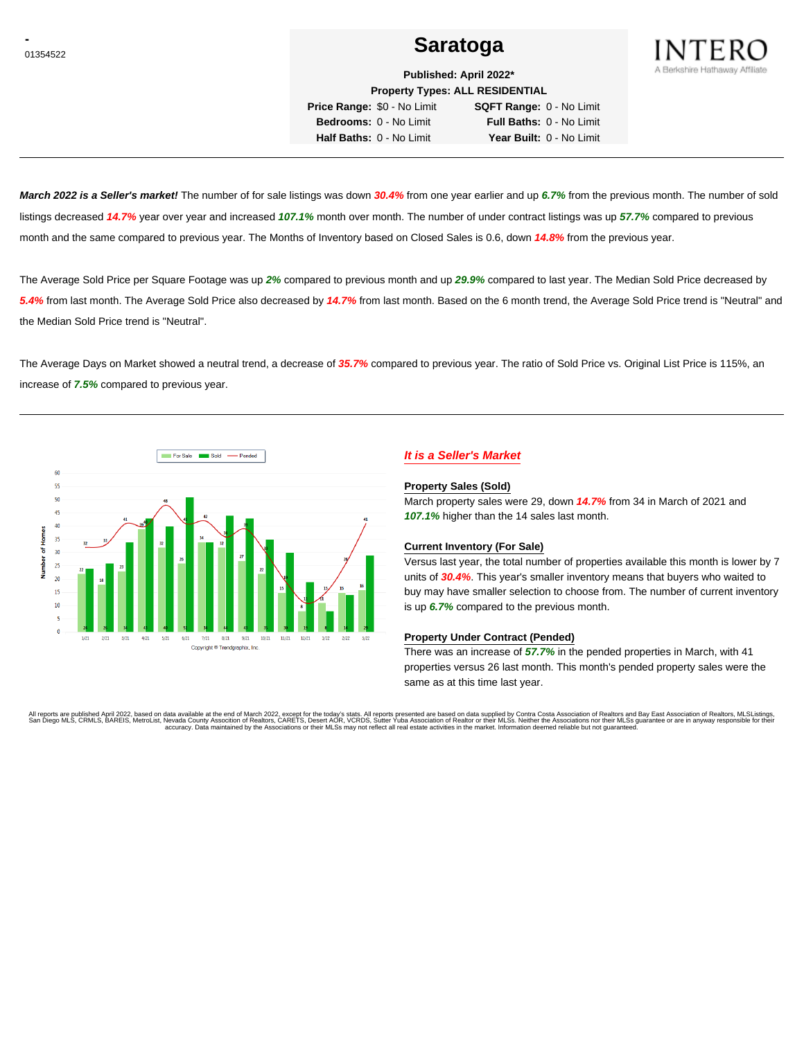-
01354522

# Saratoga

INTERO
A Berkshire Hathaway Affiliate

**Published: April 2022***

**Property Types: ALL RESIDENTIAL**

| | | | |
|---|---|---|---|
| **Price Range:** | $0 - No Limit | **SQFT Range:** | 0 - No Limit |
| **Bedrooms:** | 0 - No Limit | **Full Baths:** | 0 - No Limit |
| **Half Baths:** | 0 - No Limit | **Year Built:** | 0 - No Limit |

***March 2022 is a Seller's market!*** The number of for sale listings was down ***30.4%*** from one year earlier and up ***6.7%*** from the previous month. The number of sold listings decreased ***14.7%*** year over year and increased ***107.1%*** month over month. The number of under contract listings was up ***57.7%*** compared to previous month and the same compared to previous year. The Months of Inventory based on Closed Sales is 0.6, down ***14.8%*** from the previous year.

The Average Sold Price per Square Footage was up ***2%*** compared to previous month and up ***29.9%*** compared to last year. The Median Sold Price decreased by ***5.4%*** from last month. The Average Sold Price also decreased by ***14.7%*** from last month. Based on the 6 month trend, the Average Sold Price trend is "Neutral" and the Median Sold Price trend is "Neutral".

The Average Days on Market showed a neutral trend, a decrease of ***35.7%*** compared to previous year. The ratio of Sold Price vs. Original List Price is 115%, an increase of ***7.5%*** compared to previous year.

Copyright © Trendgraphix, Inc.

## *It is a Seller's Market*

### Property Sales (Sold)

March property sales were 29, down ***14.7%*** from 34 in March of 2021 and ***107.1%*** higher than the 14 sales last month.

### Current Inventory (For Sale)

Versus last year, the total number of properties available this month is lower by 7 units of ***30.4%***. This year's smaller inventory means that buyers who waited to buy may have smaller selection to choose from. The number of current inventory is up ***6.7%*** compared to the previous month.

### Property Under Contract (Pended)

There was an increase of ***57.7%*** in the pended properties in March, with 41 properties versus 26 last month. This month's pended property sales were the same as at this time last year.

All reports are published April 2022, based on data available at the end of March 2022, except for the today's stats. All reports presented are based on data supplied by Contra Costa Association of Realtors and Bay East Association of Realtors, MLSListings, San Diego MLS, CRMLS, BAREIS, MetroList, Nevada County Association of Realtors, CARETS, Desert AOR, VCRDS, Sutter Yuba Association of Realtor or their MLSs. Neither the Associations nor their MLSs guarantee or are in anyway responsible for their accuracy. Data maintained by the Associations or their MLSs may not reflect all real estate activities in the market. Information deemed reliable but not guaranteed.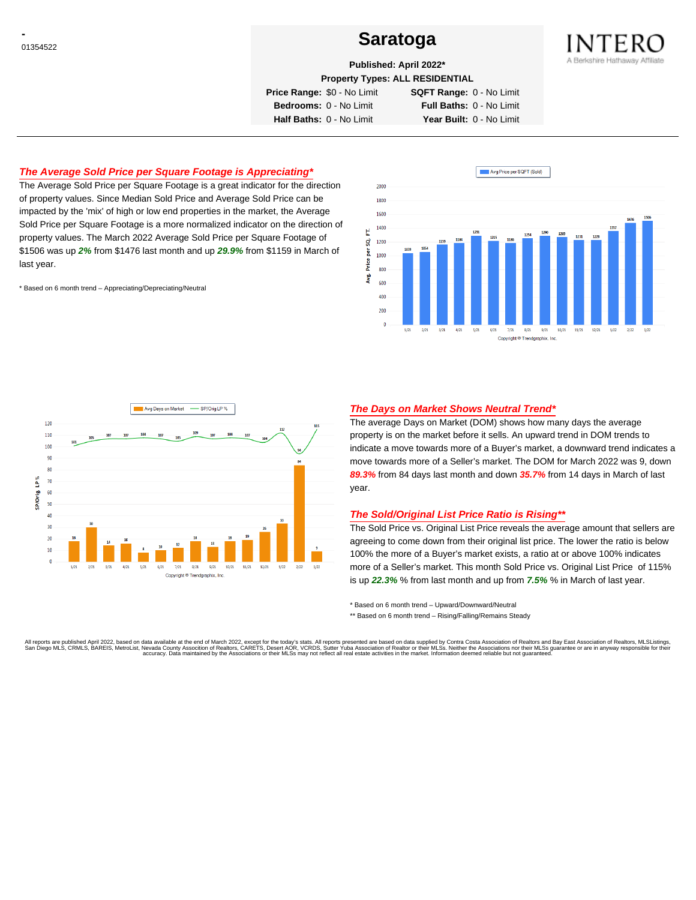- 
01354522

# Saratoga

**Published: April 2022***

**Property Types: ALL RESIDENTIAL**

| | | | |
|---|---|---|---|
| **Price Range:** | $0 - No Limit | **SQFT Range:** | 0 - No Limit |
| **Bedrooms:** | 0 - No Limit | **Full Baths:** | 0 - No Limit |
| **Half Baths:** | 0 - No Limit | **Year Built:** | 0 - No Limit |

INTERO
A Berkshire Hathaway Affiliate

## The Average Sold Price per Square Footage is Appreciating*

The Average Sold Price per Square Footage is a great indicator for the direction of property values. Since Median Sold Price and Average Sold Price can be impacted by the 'mix' of high or low end properties in the market, the Average Sold Price per Square Footage is a more normalized indicator on the direction of property values. The March 2022 Average Sold Price per Square Footage of $1506 was up ***2%*** from $1476 last month and up ***29.9%*** from $1159 in March of last year.

\* Based on 6 month trend – Appreciating/Depreciating/Neutral

Avg Price per SQFT (Sold)

| Month | 1/21 | 2/21 | 3/21 | 4/21 | 5/21 | 6/21 | 7/21 | 8/21 | 9/21 | 10/21 | 11/21 | 12/21 | 1/22 | 2/22 | 3/22 |
|---|---|---|---|---|---|---|---|---|---|---|---|---|---|---|---|
| Avg. Price per SQ. FT. | 1039 | 1054 | 1159 | 1184 | 1291 | 1215 | 1186 | 1254 | 1290 | 1269 | 1231 | 1229 | 1357 | 1476 | 1506 |

Copyright © Trendgraphix, Inc.

## The Days on Market Shows Neutral Trend*

The average Days on Market (DOM) shows how many days the average property is on the market before it sells. An upward trend in DOM trends to indicate a move towards more of a Buyer's market, a downward trend indicates a move towards more of a Seller's market. The DOM for March 2022 was 9, down ***89.3%*** from 84 days last month and down ***35.7%*** from 14 days in March of last year.

## The Sold/Original List Price Ratio is Rising**

The Sold Price vs. Original List Price reveals the average amount that sellers are agreeing to come down from their original list price. The lower the ratio is below 100% the more of a Buyer's market exists, a ratio at or above 100% indicates more of a Seller's market. This month Sold Price vs. Original List Price of 115% is up ***22.3%*** % from last month and up from ***7.5%*** % in March of last year.

\* Based on 6 month trend – Upward/Downward/Neutral

\*\* Based on 6 month trend – Rising/Falling/Remains Steady

| Month | 1/21 | 2/21 | 3/21 | 4/21 | 5/21 | 6/21 | 7/21 | 8/21 | 9/21 | 10/21 | 11/21 | 12/21 | 1/22 | 2/22 | 3/22 |
|---|---|---|---|---|---|---|---|---|---|---|---|---|---|---|---|
| Avg Days on Market | 18 | 30 | 14 | 16 | 8 | 10 | 12 | 18 | 13 | 18 | 19 | 26 | 33 | 84 | 9 |
| SP/Orig LP % | 101 | 105 | 107 | 107 | 108 | 107 | 105 | 109 | 107 | 108 | 107 | 104 | 112 | 94 | 115 |

Copyright © Trendgraphix, Inc.

All reports are published April 2022, based on data available at the end of March 2022, except for the today's stats. All reports presented are based on data supplied by Contra Costa Association of Realtors and Bay East Association of Realtors, MLSListings, San Diego MLS, CRMLS, BAREIS, MetroList, Nevada County Association of Realtors, CARETS, Desert AOR, VCRDS, Sutter Yuba Association of Realtor or their MLSs. Neither the Associations nor their MLSs guarantee or are in anyway responsible for their accuracy. Data maintained by the Associations or their MLSs may not reflect all real estate activities in the market. Information deemed reliable but not guaranteed.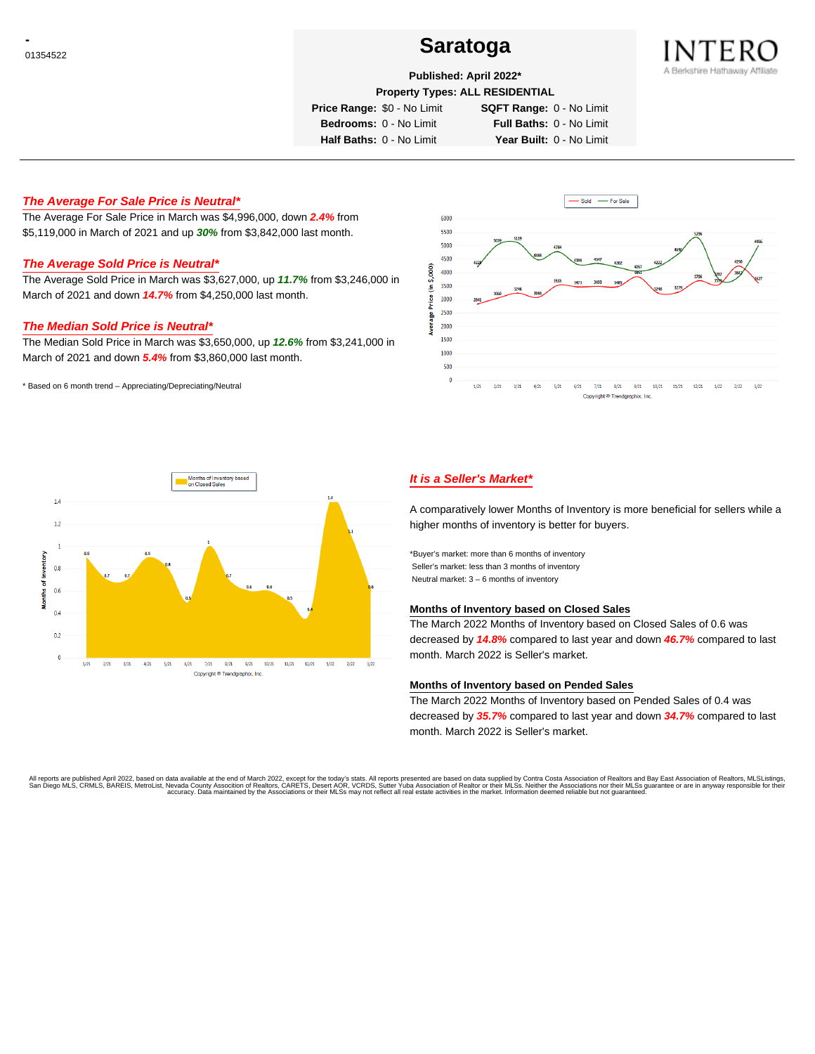-
01354522

# Saratoga

**Published: April 2022***

**Property Types: ALL RESIDENTIAL**

**Price Range:** $0 - No Limit **SQFT Range:** 0 - No Limit
**Bedrooms:** 0 - No Limit **Full Baths:** 0 - No Limit
**Half Baths:** 0 - No Limit **Year Built:** 0 - No Limit

## *The Average For Sale Price is Neutral**

The Average For Sale Price in March was $4,996,000, down ***2.4%*** from $5,119,000 in March of 2021 and up ***30%*** from $3,842,000 last month.

## *The Average Sold Price is Neutral**

The Average Sold Price in March was $3,627,000, up ***11.7%*** from $3,246,000 in March of 2021 and down ***14.7%*** from $4,250,000 last month.

## *The Median Sold Price is Neutral**

The Median Sold Price in March was $3,650,000, up ***12.6%*** from $3,241,000 in March of 2021 and down ***5.4%*** from $3,860,000 last month.

* Based on 6 month trend – Appreciating/Depreciating/Neutral

## *It is a Seller's Market**

A comparatively lower Months of Inventory is more beneficial for sellers while a higher months of inventory is better for buyers.

*Buyer's market: more than 6 months of inventory
Seller's market: less than 3 months of inventory
Neutral market: 3 – 6 months of inventory

### Months of Inventory based on Closed Sales

The March 2022 Months of Inventory based on Closed Sales of 0.6 was decreased by ***14.8%*** compared to last year and down ***46.7%*** compared to last month. March 2022 is Seller's market.

### Months of Inventory based on Pended Sales

The March 2022 Months of Inventory based on Pended Sales of 0.4 was decreased by ***35.7%*** compared to last year and down ***34.7%*** compared to last month. March 2022 is Seller's market.

All reports are published April 2022, based on data available at the end of March 2022, except for the today's stats. All reports presented are based on data supplied by Contra Costa Association of Realtors and Bay East Association of Realtors, MLSListings, San Diego MLS, CRMLS, BAREIS, MetroList, Nevada County Association of Realtors, CARETS, Desert AOR, VCRDS, Sutter Yuba Association of Realtor or their MLSs. Neither the Associations nor their MLSs guarantee or are in anyway responsible for their accuracy. Data maintained by the Associations or their MLSs may not reflect all real estate activities in the market. Information deemed reliable but not guaranteed.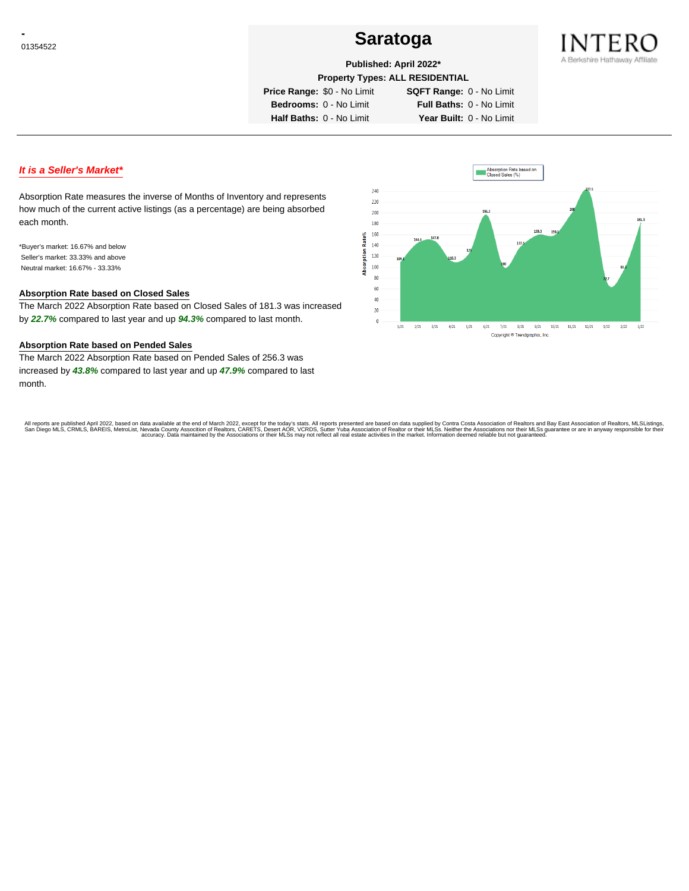-
01354522

# Saratoga

INTERO
A Berkshire Hathaway Affiliate

**Published: April 2022***

**Property Types: ALL RESIDENTIAL**

**Price Range:** $0 - No Limit **SQFT Range:** 0 - No Limit
**Bedrooms:** 0 - No Limit **Full Baths:** 0 - No Limit
**Half Baths:** 0 - No Limit **Year Built:** 0 - No Limit

---

***It is a Seller's Market****

Absorption Rate measures the inverse of Months of Inventory and represents how much of the current active listings (as a percentage) are being absorbed each month.

*Buyer's market: 16.67% and below
Seller's market: 33.33% and above
Neutral market: 16.67% - 33.33%

**Absorption Rate based on Closed Sales**

The March 2022 Absorption Rate based on Closed Sales of 181.3 was increased by ***22.7%*** compared to last year and up ***94.3%*** compared to last month.

**Absorption Rate based on Pended Sales**

The March 2022 Absorption Rate based on Pended Sales of 256.3 was increased by ***43.8%*** compared to last year and up ***47.9%*** compared to last month.

Absorption Rate based on Closed Sales (%)
Absorption Rate%
240
220
200
180
160
140
120
100
80
60
40
20
0
109.1
144.4
147.8
110.3
125
196.2
100
137.5
159.3
159.1
200
237.5
72.7
93.3
181.3
1/21 2/21 3/21 4/21 5/21 6/21 7/21 8/21 9/21 10/21 11/21 12/21 1/22 2/22 3/22
Copyright © Trendgraphix, Inc.

All reports are published April 2022, based on data available at the end of March 2022, except for the today's stats. All reports presented are based on data supplied by Contra Costa Association of Realtors and Bay East Association of Realtors, MLSListings, San Diego MLS, CRMLS, BAREIS, MetroList, Nevada County Assocition of Realtors, CARETS, Desert AOR, VCRDS, Sutter Yuba Association of Realtor or their MLSs. Neither the Associations nor their MLSs guarantee or are in anyway responsible for their accuracy. Data maintained by the Associations or their MLSs may not reflect all real estate activities in the market. Information deemed reliable but not guaranteed.